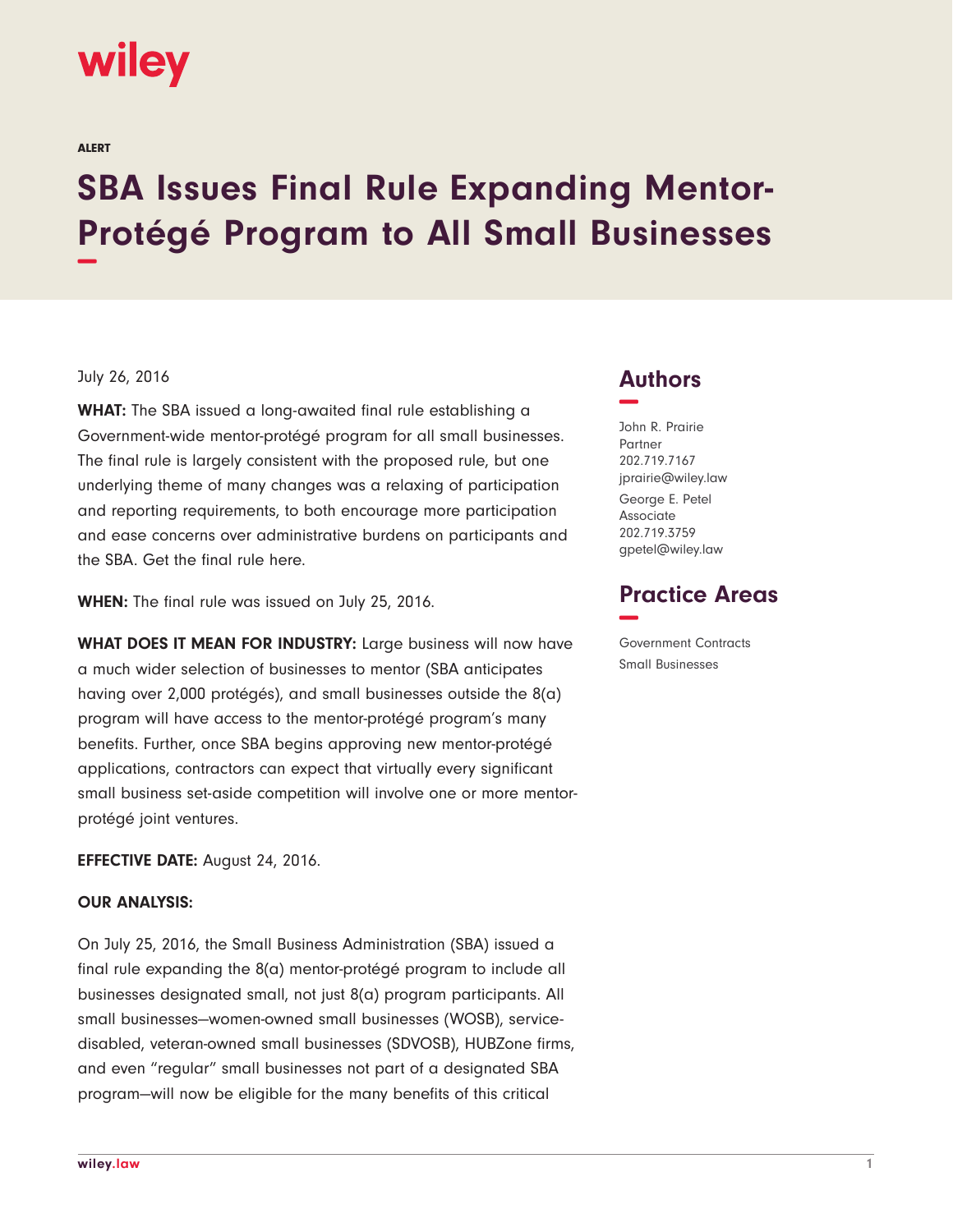wiley

ALERT

# SBA Issues Final Rule Expanding Mentor-Protégé Program to All Small Businesses

July 26, 2016

**WHAT:** The SBA issued a long-awaited final rule establishing a Government-wide mentor-protégé program for all small businesses. The final rule is largely consistent with the proposed rule, but one underlying theme of many changes was a relaxing of participation and reporting requirements, to both encourage more participation and ease concerns over administrative burdens on participants and the SBA. Get the final rule here.

**WHEN:** The final rule was issued on July 25, 2016.

**WHAT DOES IT MEAN FOR INDUSTRY:** Large business will now have a much wider selection of businesses to mentor (SBA anticipates having over 2,000 protégés), and small businesses outside the 8(a) program will have access to the mentor-protégé program's many benefits. Further, once SBA begins approving new mentor-protégé applications, contractors can expect that virtually every significant small business set-aside competition will involve one or more mentor-protégé joint ventures.

**EFFECTIVE DATE:** August 24, 2016.

**OUR ANALYSIS:**

On July 25, 2016, the Small Business Administration (SBA) issued a final rule expanding the 8(a) mentor-protégé program to include all businesses designated small, not just 8(a) program participants. All small businesses—women-owned small businesses (WOSB), service-disabled, veteran-owned small businesses (SDVOSB), HUBZone firms, and even "regular" small businesses not part of a designated SBA program—will now be eligible for the many benefits of this critical

## Authors

John R. Prairie
Partner
202.719.7167
jprairie@wiley.law

George E. Petel
Associate
202.719.3759
gpetel@wiley.law

## Practice Areas

Government Contracts
Small Businesses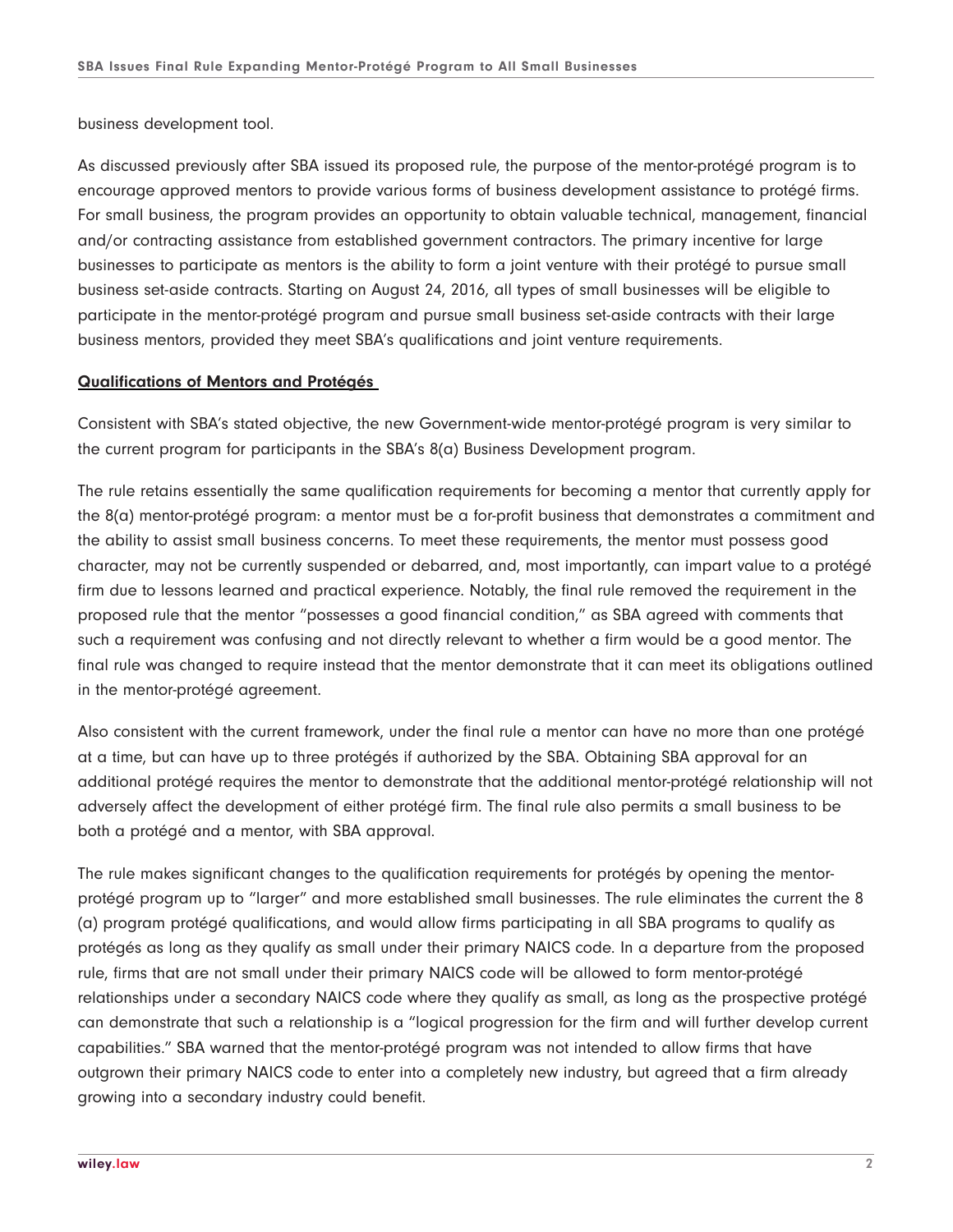business development tool.

As discussed previously after SBA issued its proposed rule, the purpose of the mentor-protégé program is to encourage approved mentors to provide various forms of business development assistance to protégé firms. For small business, the program provides an opportunity to obtain valuable technical, management, financial and/or contracting assistance from established government contractors. The primary incentive for large businesses to participate as mentors is the ability to form a joint venture with their protégé to pursue small business set-aside contracts. Starting on August 24, 2016, all types of small businesses will be eligible to participate in the mentor-protégé program and pursue small business set-aside contracts with their large business mentors, provided they meet SBA's qualifications and joint venture requirements.

**Qualifications of Mentors and Protégés**

Consistent with SBA's stated objective, the new Government-wide mentor-protégé program is very similar to the current program for participants in the SBA's 8(a) Business Development program.

The rule retains essentially the same qualification requirements for becoming a mentor that currently apply for the 8(a) mentor-protégé program: a mentor must be a for-profit business that demonstrates a commitment and the ability to assist small business concerns. To meet these requirements, the mentor must possess good character, may not be currently suspended or debarred, and, most importantly, can impart value to a protégé firm due to lessons learned and practical experience. Notably, the final rule removed the requirement in the proposed rule that the mentor "possesses a good financial condition," as SBA agreed with comments that such a requirement was confusing and not directly relevant to whether a firm would be a good mentor. The final rule was changed to require instead that the mentor demonstrate that it can meet its obligations outlined in the mentor-protégé agreement.

Also consistent with the current framework, under the final rule a mentor can have no more than one protégé at a time, but can have up to three protégés if authorized by the SBA. Obtaining SBA approval for an additional protégé requires the mentor to demonstrate that the additional mentor-protégé relationship will not adversely affect the development of either protégé firm. The final rule also permits a small business to be both a protégé and a mentor, with SBA approval.

The rule makes significant changes to the qualification requirements for protégés by opening the mentor-protégé program up to "larger" and more established small businesses. The rule eliminates the current the 8 (a) program protégé qualifications, and would allow firms participating in all SBA programs to qualify as protégés as long as they qualify as small under their primary NAICS code. In a departure from the proposed rule, firms that are not small under their primary NAICS code will be allowed to form mentor-protégé relationships under a secondary NAICS code where they qualify as small, as long as the prospective protégé can demonstrate that such a relationship is a "logical progression for the firm and will further develop current capabilities." SBA warned that the mentor-protégé program was not intended to allow firms that have outgrown their primary NAICS code to enter into a completely new industry, but agreed that a firm already growing into a secondary industry could benefit.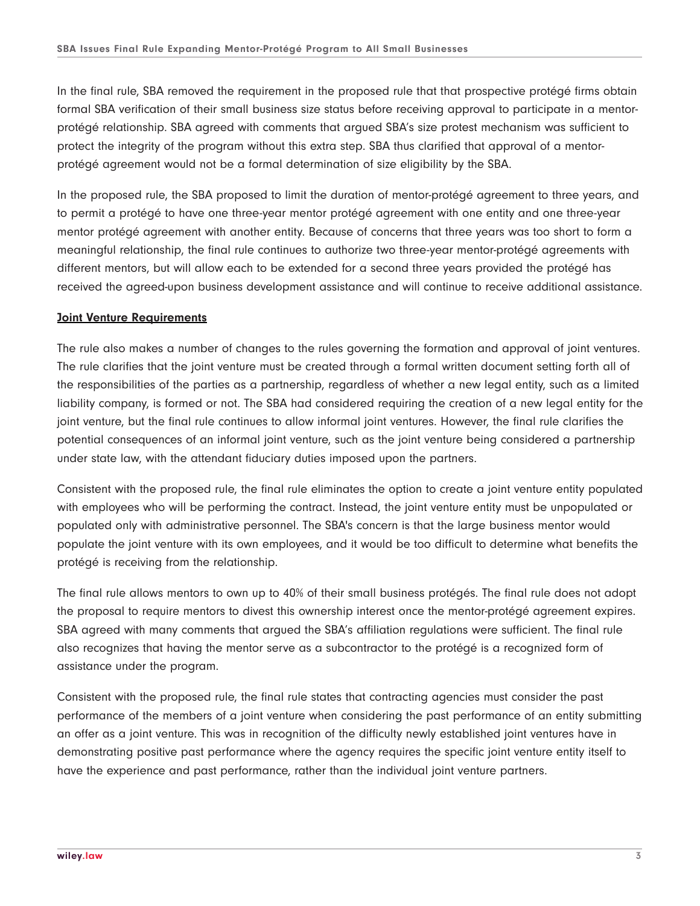In the final rule, SBA removed the requirement in the proposed rule that that prospective protégé firms obtain formal SBA verification of their small business size status before receiving approval to participate in a mentor-protégé relationship. SBA agreed with comments that argued SBA's size protest mechanism was sufficient to protect the integrity of the program without this extra step. SBA thus clarified that approval of a mentor-protégé agreement would not be a formal determination of size eligibility by the SBA.

In the proposed rule, the SBA proposed to limit the duration of mentor-protégé agreement to three years, and to permit a protégé to have one three-year mentor protégé agreement with one entity and one three-year mentor protégé agreement with another entity. Because of concerns that three years was too short to form a meaningful relationship, the final rule continues to authorize two three-year mentor-protégé agreements with different mentors, but will allow each to be extended for a second three years provided the protégé has received the agreed-upon business development assistance and will continue to receive additional assistance.

**Joint Venture Requirements**

The rule also makes a number of changes to the rules governing the formation and approval of joint ventures. The rule clarifies that the joint venture must be created through a formal written document setting forth all of the responsibilities of the parties as a partnership, regardless of whether a new legal entity, such as a limited liability company, is formed or not. The SBA had considered requiring the creation of a new legal entity for the joint venture, but the final rule continues to allow informal joint ventures. However, the final rule clarifies the potential consequences of an informal joint venture, such as the joint venture being considered a partnership under state law, with the attendant fiduciary duties imposed upon the partners.

Consistent with the proposed rule, the final rule eliminates the option to create a joint venture entity populated with employees who will be performing the contract. Instead, the joint venture entity must be unpopulated or populated only with administrative personnel. The SBA's concern is that the large business mentor would populate the joint venture with its own employees, and it would be too difficult to determine what benefits the protégé is receiving from the relationship.

The final rule allows mentors to own up to 40% of their small business protégés. The final rule does not adopt the proposal to require mentors to divest this ownership interest once the mentor-protégé agreement expires. SBA agreed with many comments that argued the SBA's affiliation regulations were sufficient. The final rule also recognizes that having the mentor serve as a subcontractor to the protégé is a recognized form of assistance under the program.

Consistent with the proposed rule, the final rule states that contracting agencies must consider the past performance of the members of a joint venture when considering the past performance of an entity submitting an offer as a joint venture. This was in recognition of the difficulty newly established joint ventures have in demonstrating positive past performance where the agency requires the specific joint venture entity itself to have the experience and past performance, rather than the individual joint venture partners.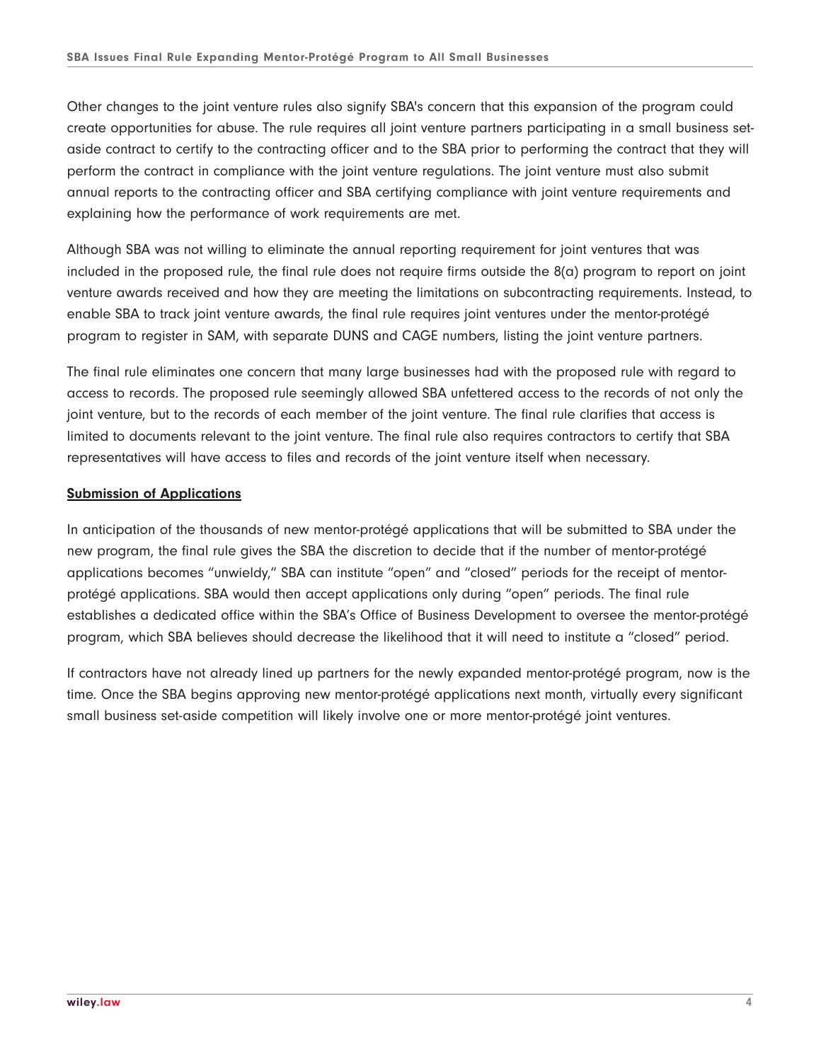Other changes to the joint venture rules also signify SBA's concern that this expansion of the program could create opportunities for abuse. The rule requires all joint venture partners participating in a small business set-aside contract to certify to the contracting officer and to the SBA prior to performing the contract that they will perform the contract in compliance with the joint venture regulations. The joint venture must also submit annual reports to the contracting officer and SBA certifying compliance with joint venture requirements and explaining how the performance of work requirements are met.

Although SBA was not willing to eliminate the annual reporting requirement for joint ventures that was included in the proposed rule, the final rule does not require firms outside the 8(a) program to report on joint venture awards received and how they are meeting the limitations on subcontracting requirements. Instead, to enable SBA to track joint venture awards, the final rule requires joint ventures under the mentor-protégé program to register in SAM, with separate DUNS and CAGE numbers, listing the joint venture partners.

The final rule eliminates one concern that many large businesses had with the proposed rule with regard to access to records. The proposed rule seemingly allowed SBA unfettered access to the records of not only the joint venture, but to the records of each member of the joint venture. The final rule clarifies that access is limited to documents relevant to the joint venture. The final rule also requires contractors to certify that SBA representatives will have access to files and records of the joint venture itself when necessary.

## Submission of Applications

In anticipation of the thousands of new mentor-protégé applications that will be submitted to SBA under the new program, the final rule gives the SBA the discretion to decide that if the number of mentor-protégé applications becomes "unwieldy," SBA can institute "open" and "closed" periods for the receipt of mentor-protégé applications. SBA would then accept applications only during "open" periods. The final rule establishes a dedicated office within the SBA's Office of Business Development to oversee the mentor-protégé program, which SBA believes should decrease the likelihood that it will need to institute a "closed" period.

If contractors have not already lined up partners for the newly expanded mentor-protégé program, now is the time. Once the SBA begins approving new mentor-protégé applications next month, virtually every significant small business set-aside competition will likely involve one or more mentor-protégé joint ventures.